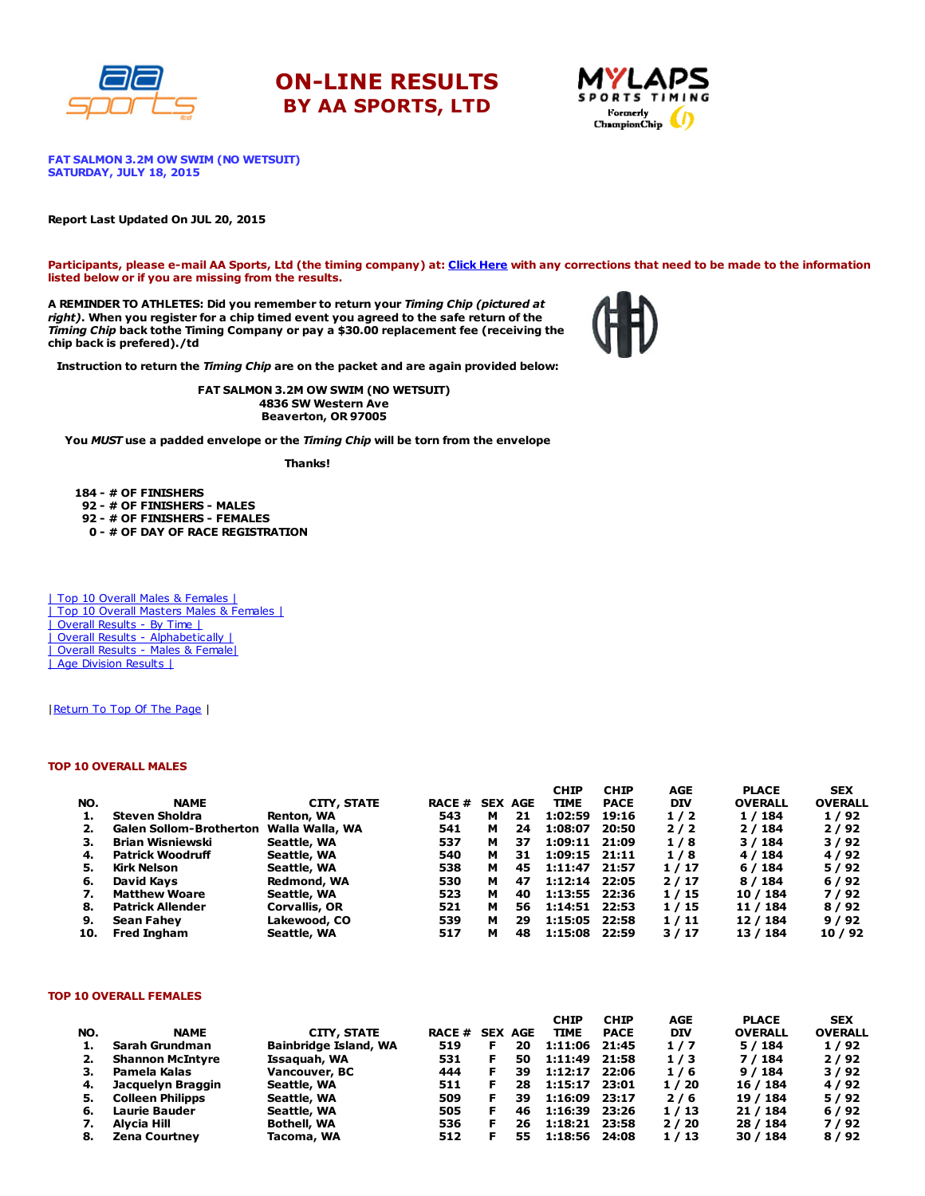# ON-LINE RESULTS
## BY AA SPORTS, LTD

**FAT SALMON 3.2M OW SWIM (NO WETSUIT)**
**SATURDAY, JULY 18, 2015**

**Report Last Updated On JUL 20, 2015**

**Participants, please e-mail AA Sports, Ltd (the timing company) at: Click Here with any corrections that need to be made to the information listed below or if you are missing from the results.**

**A REMINDER TO ATHLETES: Did you remember to return your *Timing Chip (pictured at right)*. When you register for a chip timed event you agreed to the safe return of the *Timing Chip* back tothe Timing Company or pay a $30.00 replacement fee (receiving the chip back is prefered)./td**

**Instruction to return the *Timing Chip* are on the packet and are again provided below:**

**FAT SALMON 3.2M OW SWIM (NO WETSUIT)**
**4836 SW Western Ave**
**Beaverton, OR 97005**

**You *MUST* use a padded envelope or the *Timing Chip* will be torn from the envelope**

**Thanks!**

**184 - # OF FINISHERS**
**92 - # OF FINISHERS - MALES**
**92 - # OF FINISHERS - FEMALES**
**0 - # OF DAY OF RACE REGISTRATION**

| Top 10 Overall Males & Females |
| Top 10 Overall Masters Males & Females |
| Overall Results - By Time |
| Overall Results - Alphabetically |
| Overall Results - Males & Female|
| Age Division Results |

|Return To Top Of The Page |

### TOP 10 OVERALL MALES

| NO. | NAME | CITY, STATE | RACE # | SEX | AGE | CHIP TIME | CHIP PACE | AGE DIV | PLACE OVERALL | SEX OVERALL |
|---|---|---|---|---|---|---|---|---|---|---|
| 1. | Steven Sholdra | Renton, WA | 543 | M | 21 | 1:02:59 | 19:16 | 1 / 2 | 1 / 184 | 1 / 92 |
| 2. | Galen Sollom-Brotherton | Walla Walla, WA | 541 | M | 24 | 1:08:07 | 20:50 | 2 / 2 | 2 / 184 | 2 / 92 |
| 3. | Brian Wisniewski | Seattle, WA | 537 | M | 37 | 1:09:11 | 21:09 | 1 / 8 | 3 / 184 | 3 / 92 |
| 4. | Patrick Woodruff | Seattle, WA | 540 | M | 31 | 1:09:15 | 21:11 | 1 / 8 | 4 / 184 | 4 / 92 |
| 5. | Kirk Nelson | Seattle, WA | 538 | M | 45 | 1:11:47 | 21:57 | 1 / 17 | 6 / 184 | 5 / 92 |
| 6. | David Kays | Redmond, WA | 530 | M | 47 | 1:12:14 | 22:05 | 2 / 17 | 8 / 184 | 6 / 92 |
| 7. | Matthew Woare | Seattle, WA | 523 | M | 40 | 1:13:55 | 22:36 | 1 / 15 | 10 / 184 | 7 / 92 |
| 8. | Patrick Allender | Corvallis, OR | 521 | M | 56 | 1:14:51 | 22:53 | 1 / 15 | 11 / 184 | 8 / 92 |
| 9. | Sean Fahey | Lakewood, CO | 539 | M | 29 | 1:15:05 | 22:58 | 1 / 11 | 12 / 184 | 9 / 92 |
| 10. | Fred Ingham | Seattle, WA | 517 | M | 48 | 1:15:08 | 22:59 | 3 / 17 | 13 / 184 | 10 / 92 |

### TOP 10 OVERALL FEMALES

| NO. | NAME | CITY, STATE | RACE # | SEX | AGE | CHIP TIME | CHIP PACE | AGE DIV | PLACE OVERALL | SEX OVERALL |
|---|---|---|---|---|---|---|---|---|---|---|
| 1. | Sarah Grundman | Bainbridge Island, WA | 519 | F | 20 | 1:11:06 | 21:45 | 1 / 7 | 5 / 184 | 1 / 92 |
| 2. | Shannon McIntyre | Issaquah, WA | 531 | F | 50 | 1:11:49 | 21:58 | 1 / 3 | 7 / 184 | 2 / 92 |
| 3. | Pamela Kalas | Vancouver, BC | 444 | F | 39 | 1:12:17 | 22:06 | 1 / 6 | 9 / 184 | 3 / 92 |
| 4. | Jacquelyn Braggin | Seattle, WA | 511 | F | 28 | 1:15:17 | 23:01 | 1 / 20 | 16 / 184 | 4 / 92 |
| 5. | Colleen Philipps | Seattle, WA | 509 | F | 39 | 1:16:09 | 23:17 | 2 / 6 | 19 / 184 | 5 / 92 |
| 6. | Laurie Bauder | Seattle, WA | 505 | F | 46 | 1:16:39 | 23:26 | 1 / 13 | 21 / 184 | 6 / 92 |
| 7. | Alycia Hill | Bothell, WA | 536 | F | 26 | 1:18:21 | 23:58 | 2 / 20 | 28 / 184 | 7 / 92 |
| 8. | Zena Courtney | Tacoma, WA | 512 | F | 55 | 1:18:56 | 24:08 | 1 / 13 | 30 / 184 | 8 / 92 |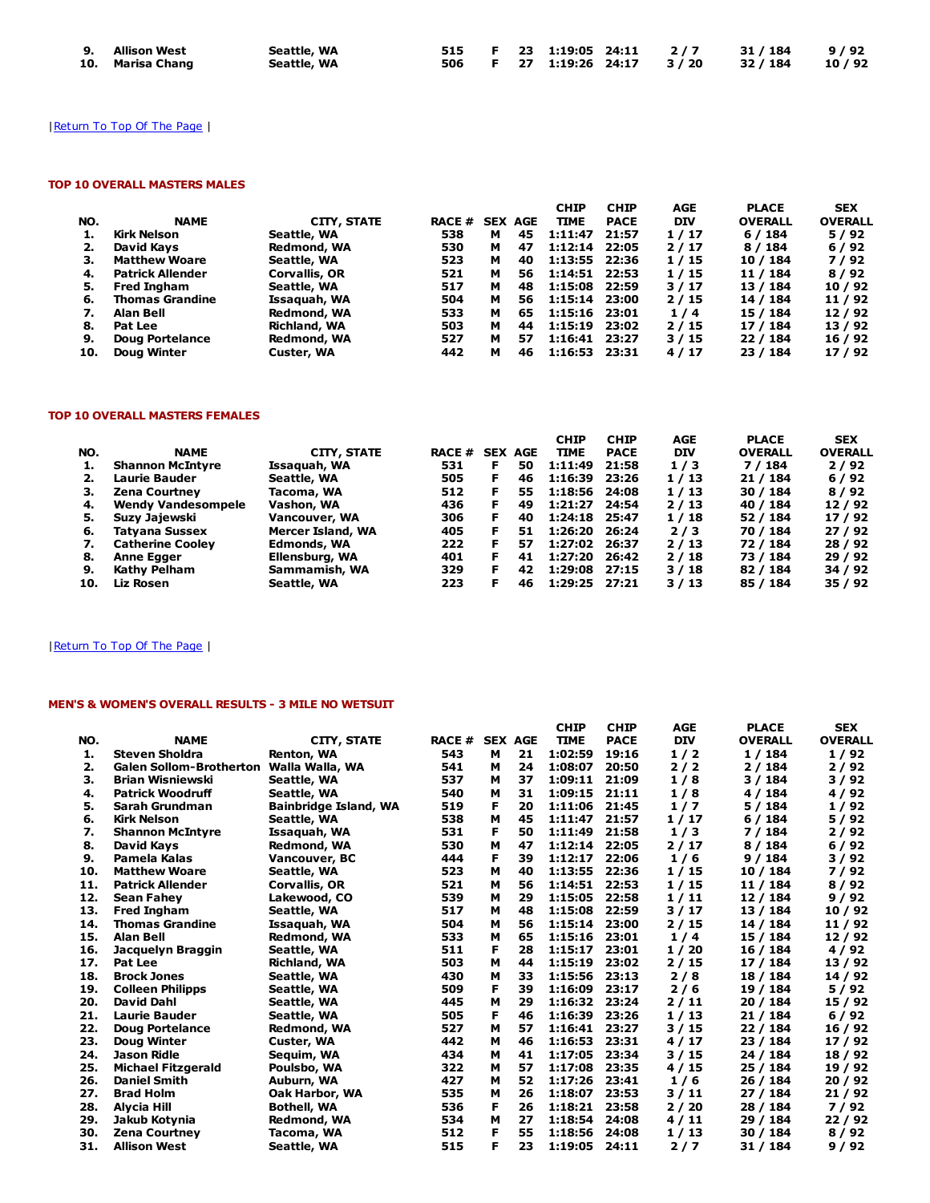| NO. | NAME | CITY, STATE | RACE # | SEX | AGE | CHIP TIME | CHIP PACE | AGE DIV | PLACE OVERALL | SEX OVERALL |
|---|---|---|---|---|---|---|---|---|---|---|
| 9. | Allison West | Seattle, WA | 515 | F | 23 | 1:19:05 | 24:11 | 2 / 7 | 31 / 184 | 9 / 92 |
| 10. | Marisa Chang | Seattle, WA | 506 | F | 27 | 1:19:26 | 24:17 | 3 / 20 | 32 / 184 | 10 / 92 |

|Return To Top Of The Page |

### TOP 10 OVERALL MASTERS MALES

| NO. | NAME | CITY, STATE | RACE # | SEX | AGE | CHIP TIME | CHIP PACE | AGE DIV | PLACE OVERALL | SEX OVERALL |
|---|---|---|---|---|---|---|---|---|---|---|
| 1. | Kirk Nelson | Seattle, WA | 538 | M | 45 | 1:11:47 | 21:57 | 1 / 17 | 6 / 184 | 5 / 92 |
| 2. | David Kays | Redmond, WA | 530 | M | 47 | 1:12:14 | 22:05 | 2 / 17 | 8 / 184 | 6 / 92 |
| 3. | Matthew Woare | Seattle, WA | 523 | M | 40 | 1:13:55 | 22:36 | 1 / 15 | 10 / 184 | 7 / 92 |
| 4. | Patrick Allender | Corvallis, OR | 521 | M | 56 | 1:14:51 | 22:53 | 1 / 15 | 11 / 184 | 8 / 92 |
| 5. | Fred Ingham | Seattle, WA | 517 | M | 48 | 1:15:08 | 22:59 | 3 / 17 | 13 / 184 | 10 / 92 |
| 6. | Thomas Grandine | Issaquah, WA | 504 | M | 56 | 1:15:14 | 23:00 | 2 / 15 | 14 / 184 | 11 / 92 |
| 7. | Alan Bell | Redmond, WA | 533 | M | 65 | 1:15:16 | 23:01 | 1 / 4 | 15 / 184 | 12 / 92 |
| 8. | Pat Lee | Richland, WA | 503 | M | 44 | 1:15:19 | 23:02 | 2 / 15 | 17 / 184 | 13 / 92 |
| 9. | Doug Portelance | Redmond, WA | 527 | M | 57 | 1:16:41 | 23:27 | 3 / 15 | 22 / 184 | 16 / 92 |
| 10. | Doug Winter | Custer, WA | 442 | M | 46 | 1:16:53 | 23:31 | 4 / 17 | 23 / 184 | 17 / 92 |

### TOP 10 OVERALL MASTERS FEMALES

| NO. | NAME | CITY, STATE | RACE # | SEX | AGE | CHIP TIME | CHIP PACE | AGE DIV | PLACE OVERALL | SEX OVERALL |
|---|---|---|---|---|---|---|---|---|---|---|
| 1. | Shannon McIntyre | Issaquah, WA | 531 | F | 50 | 1:11:49 | 21:58 | 1 / 3 | 7 / 184 | 2 / 92 |
| 2. | Laurie Bauder | Seattle, WA | 505 | F | 46 | 1:16:39 | 23:26 | 1 / 13 | 21 / 184 | 6 / 92 |
| 3. | Zena Courtney | Tacoma, WA | 512 | F | 55 | 1:18:56 | 24:08 | 1 / 13 | 30 / 184 | 8 / 92 |
| 4. | Wendy Vandesompele | Vashon, WA | 436 | F | 49 | 1:21:27 | 24:54 | 2 / 13 | 40 / 184 | 12 / 92 |
| 5. | Suzy Jajewski | Vancouver, WA | 306 | F | 40 | 1:24:18 | 25:47 | 1 / 18 | 52 / 184 | 17 / 92 |
| 6. | Tatyana Sussex | Mercer Island, WA | 405 | F | 51 | 1:26:20 | 26:24 | 2 / 3 | 70 / 184 | 27 / 92 |
| 7. | Catherine Cooley | Edmonds, WA | 222 | F | 57 | 1:27:02 | 26:37 | 2 / 13 | 72 / 184 | 28 / 92 |
| 8. | Anne Egger | Ellensburg, WA | 401 | F | 41 | 1:27:20 | 26:42 | 2 / 18 | 73 / 184 | 29 / 92 |
| 9. | Kathy Pelham | Sammamish, WA | 329 | F | 42 | 1:29:08 | 27:15 | 3 / 18 | 82 / 184 | 34 / 92 |
| 10. | Liz Rosen | Seattle, WA | 223 | F | 46 | 1:29:25 | 27:21 | 3 / 13 | 85 / 184 | 35 / 92 |

|Return To Top Of The Page |

### MEN'S & WOMEN'S OVERALL RESULTS - 3 MILE NO WETSUIT

| NO. | NAME | CITY, STATE | RACE # | SEX | AGE | CHIP TIME | CHIP PACE | AGE DIV | PLACE OVERALL | SEX OVERALL |
|---|---|---|---|---|---|---|---|---|---|---|
| 1. | Steven Sholdra | Renton, WA | 543 | M | 21 | 1:02:59 | 19:16 | 1 / 2 | 1 / 184 | 1 / 92 |
| 2. | Galen Sollom-Brotherton | Walla Walla, WA | 541 | M | 24 | 1:08:07 | 20:50 | 2 / 2 | 2 / 184 | 2 / 92 |
| 3. | Brian Wisniewski | Seattle, WA | 537 | M | 37 | 1:09:11 | 21:09 | 1 / 8 | 3 / 184 | 3 / 92 |
| 4. | Patrick Woodruff | Seattle, WA | 540 | M | 31 | 1:09:15 | 21:11 | 1 / 8 | 4 / 184 | 4 / 92 |
| 5. | Sarah Grundman | Bainbridge Island, WA | 519 | F | 20 | 1:11:06 | 21:45 | 1 / 7 | 5 / 184 | 1 / 92 |
| 6. | Kirk Nelson | Seattle, WA | 538 | M | 45 | 1:11:47 | 21:57 | 1 / 17 | 6 / 184 | 5 / 92 |
| 7. | Shannon McIntyre | Issaquah, WA | 531 | F | 50 | 1:11:49 | 21:58 | 1 / 3 | 7 / 184 | 2 / 92 |
| 8. | David Kays | Redmond, WA | 530 | M | 47 | 1:12:14 | 22:05 | 2 / 17 | 8 / 184 | 6 / 92 |
| 9. | Pamela Kalas | Vancouver, BC | 444 | F | 39 | 1:12:17 | 22:06 | 1 / 6 | 9 / 184 | 3 / 92 |
| 10. | Matthew Woare | Seattle, WA | 523 | M | 40 | 1:13:55 | 22:36 | 1 / 15 | 10 / 184 | 7 / 92 |
| 11. | Patrick Allender | Corvallis, OR | 521 | M | 56 | 1:14:51 | 22:53 | 1 / 15 | 11 / 184 | 8 / 92 |
| 12. | Sean Fahey | Lakewood, CO | 539 | M | 29 | 1:15:05 | 22:58 | 1 / 11 | 12 / 184 | 9 / 92 |
| 13. | Fred Ingham | Seattle, WA | 517 | M | 48 | 1:15:08 | 22:59 | 3 / 17 | 13 / 184 | 10 / 92 |
| 14. | Thomas Grandine | Issaquah, WA | 504 | M | 56 | 1:15:14 | 23:00 | 2 / 15 | 14 / 184 | 11 / 92 |
| 15. | Alan Bell | Redmond, WA | 533 | M | 65 | 1:15:16 | 23:01 | 1 / 4 | 15 / 184 | 12 / 92 |
| 16. | Jacquelyn Braggin | Seattle, WA | 511 | F | 28 | 1:15:17 | 23:01 | 1 / 20 | 16 / 184 | 4 / 92 |
| 17. | Pat Lee | Richland, WA | 503 | M | 44 | 1:15:19 | 23:02 | 2 / 15 | 17 / 184 | 13 / 92 |
| 18. | Brock Jones | Seattle, WA | 430 | M | 33 | 1:15:56 | 23:13 | 2 / 8 | 18 / 184 | 14 / 92 |
| 19. | Colleen Philipps | Seattle, WA | 509 | F | 39 | 1:16:09 | 23:17 | 2 / 6 | 19 / 184 | 5 / 92 |
| 20. | David Dahl | Seattle, WA | 445 | M | 29 | 1:16:32 | 23:24 | 2 / 11 | 20 / 184 | 15 / 92 |
| 21. | Laurie Bauder | Seattle, WA | 505 | F | 46 | 1:16:39 | 23:26 | 1 / 13 | 21 / 184 | 6 / 92 |
| 22. | Doug Portelance | Redmond, WA | 527 | M | 57 | 1:16:41 | 23:27 | 3 / 15 | 22 / 184 | 16 / 92 |
| 23. | Doug Winter | Custer, WA | 442 | M | 46 | 1:16:53 | 23:31 | 4 / 17 | 23 / 184 | 17 / 92 |
| 24. | Jason Ridle | Sequim, WA | 434 | M | 41 | 1:17:05 | 23:34 | 3 / 15 | 24 / 184 | 18 / 92 |
| 25. | Michael Fitzgerald | Poulsbo, WA | 322 | M | 57 | 1:17:08 | 23:35 | 4 / 15 | 25 / 184 | 19 / 92 |
| 26. | Daniel Smith | Auburn, WA | 427 | M | 52 | 1:17:26 | 23:41 | 1 / 6 | 26 / 184 | 20 / 92 |
| 27. | Brad Holm | Oak Harbor, WA | 535 | M | 26 | 1:18:07 | 23:53 | 3 / 11 | 27 / 184 | 21 / 92 |
| 28. | Alycia Hill | Bothell, WA | 536 | F | 26 | 1:18:21 | 23:58 | 2 / 20 | 28 / 184 | 7 / 92 |
| 29. | Jakub Kotynia | Redmond, WA | 534 | M | 27 | 1:18:54 | 24:08 | 4 / 11 | 29 / 184 | 22 / 92 |
| 30. | Zena Courtney | Tacoma, WA | 512 | F | 55 | 1:18:56 | 24:08 | 1 / 13 | 30 / 184 | 8 / 92 |
| 31. | Allison West | Seattle, WA | 515 | F | 23 | 1:19:05 | 24:11 | 2 / 7 | 31 / 184 | 9 / 92 |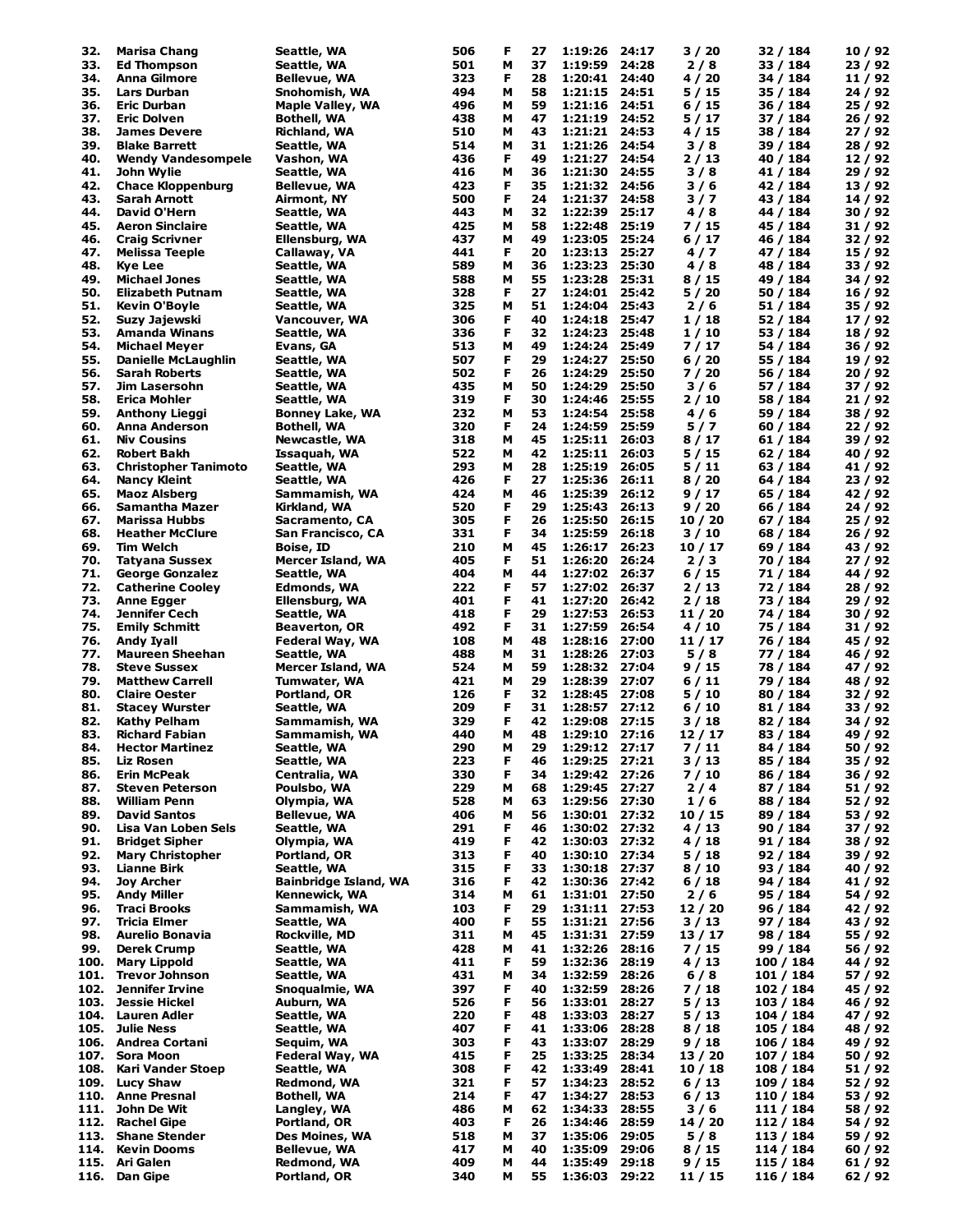| | | | | | | | | | | |
|---|---|---|---|---|---|---|---|---|---|---|
| 32. | Marisa Chang | Seattle, WA | 506 | F | 27 | 1:19:26 | 24:17 | 3 / 20 | 32 / 184 | 10 / 92 |
| 33. | Ed Thompson | Seattle, WA | 501 | M | 37 | 1:19:59 | 24:28 | 2 / 8 | 33 / 184 | 23 / 92 |
| 34. | Anna Gilmore | Bellevue, WA | 323 | F | 28 | 1:20:41 | 24:40 | 4 / 20 | 34 / 184 | 11 / 92 |
| 35. | Lars Durban | Snohomish, WA | 494 | M | 58 | 1:21:15 | 24:51 | 5 / 15 | 35 / 184 | 24 / 92 |
| 36. | Eric Durban | Maple Valley, WA | 496 | M | 59 | 1:21:16 | 24:51 | 6 / 15 | 36 / 184 | 25 / 92 |
| 37. | Eric Dolven | Bothell, WA | 438 | M | 47 | 1:21:19 | 24:52 | 5 / 17 | 37 / 184 | 26 / 92 |
| 38. | James Devere | Richland, WA | 510 | M | 43 | 1:21:21 | 24:53 | 4 / 15 | 38 / 184 | 27 / 92 |
| 39. | Blake Barrett | Seattle, WA | 514 | M | 31 | 1:21:26 | 24:54 | 3 / 8 | 39 / 184 | 28 / 92 |
| 40. | Wendy Vandesompele | Vashon, WA | 436 | F | 49 | 1:21:27 | 24:54 | 2 / 13 | 40 / 184 | 12 / 92 |
| 41. | John Wylie | Seattle, WA | 416 | M | 36 | 1:21:30 | 24:55 | 3 / 8 | 41 / 184 | 29 / 92 |
| 42. | Chace Kloppenburg | Bellevue, WA | 423 | F | 35 | 1:21:32 | 24:56 | 3 / 6 | 42 / 184 | 13 / 92 |
| 43. | Sarah Arnott | Airmont, NY | 500 | F | 24 | 1:21:37 | 24:58 | 3 / 7 | 43 / 184 | 14 / 92 |
| 44. | David O'Hern | Seattle, WA | 443 | M | 32 | 1:22:39 | 25:17 | 4 / 8 | 44 / 184 | 30 / 92 |
| 45. | Aeron Sinclaire | Seattle, WA | 425 | M | 58 | 1:22:48 | 25:19 | 7 / 15 | 45 / 184 | 31 / 92 |
| 46. | Craig Scrivner | Ellensburg, WA | 437 | M | 49 | 1:23:05 | 25:24 | 6 / 17 | 46 / 184 | 32 / 92 |
| 47. | Melissa Teeple | Callaway, VA | 441 | F | 20 | 1:23:13 | 25:27 | 4 / 7 | 47 / 184 | 15 / 92 |
| 48. | Kye Lee | Seattle, WA | 589 | M | 36 | 1:23:23 | 25:30 | 4 / 8 | 48 / 184 | 33 / 92 |
| 49. | Michael Jones | Seattle, WA | 588 | M | 55 | 1:23:28 | 25:31 | 8 / 15 | 49 / 184 | 34 / 92 |
| 50. | Elizabeth Putnam | Seattle, WA | 328 | F | 27 | 1:24:01 | 25:42 | 5 / 20 | 50 / 184 | 16 / 92 |
| 51. | Kevin O'Boyle | Seattle, WA | 325 | M | 51 | 1:24:04 | 25:43 | 2 / 6 | 51 / 184 | 35 / 92 |
| 52. | Suzy Jajewski | Vancouver, WA | 306 | F | 40 | 1:24:18 | 25:47 | 1 / 18 | 52 / 184 | 17 / 92 |
| 53. | Amanda Winans | Seattle, WA | 336 | F | 32 | 1:24:23 | 25:48 | 1 / 10 | 53 / 184 | 18 / 92 |
| 54. | Michael Meyer | Evans, GA | 513 | M | 49 | 1:24:24 | 25:49 | 7 / 17 | 54 / 184 | 36 / 92 |
| 55. | Danielle McLaughlin | Seattle, WA | 507 | F | 29 | 1:24:27 | 25:50 | 6 / 20 | 55 / 184 | 19 / 92 |
| 56. | Sarah Roberts | Seattle, WA | 502 | F | 26 | 1:24:29 | 25:50 | 7 / 20 | 56 / 184 | 20 / 92 |
| 57. | Jim Lasersohn | Seattle, WA | 435 | M | 50 | 1:24:29 | 25:50 | 3 / 6 | 57 / 184 | 37 / 92 |
| 58. | Erica Mohler | Seattle, WA | 319 | F | 30 | 1:24:46 | 25:55 | 2 / 10 | 58 / 184 | 21 / 92 |
| 59. | Anthony Lieggi | Bonney Lake, WA | 232 | M | 53 | 1:24:54 | 25:58 | 4 / 6 | 59 / 184 | 38 / 92 |
| 60. | Anna Anderson | Bothell, WA | 320 | F | 24 | 1:24:59 | 25:59 | 5 / 7 | 60 / 184 | 22 / 92 |
| 61. | Niv Cousins | Newcastle, WA | 318 | M | 45 | 1:25:11 | 26:03 | 8 / 17 | 61 / 184 | 39 / 92 |
| 62. | Robert Bakh | Issaquah, WA | 522 | M | 42 | 1:25:11 | 26:03 | 5 / 15 | 62 / 184 | 40 / 92 |
| 63. | Christopher Tanimoto | Seattle, WA | 293 | M | 28 | 1:25:19 | 26:05 | 5 / 11 | 63 / 184 | 41 / 92 |
| 64. | Nancy Kleint | Seattle, WA | 426 | F | 27 | 1:25:36 | 26:11 | 8 / 20 | 64 / 184 | 23 / 92 |
| 65. | Maoz Alsberg | Sammamish, WA | 424 | M | 46 | 1:25:39 | 26:12 | 9 / 17 | 65 / 184 | 42 / 92 |
| 66. | Samantha Mazer | Kirkland, WA | 520 | F | 29 | 1:25:43 | 26:13 | 9 / 20 | 66 / 184 | 24 / 92 |
| 67. | Marissa Hubbs | Sacramento, CA | 305 | F | 26 | 1:25:50 | 26:15 | 10 / 20 | 67 / 184 | 25 / 92 |
| 68. | Heather McClure | San Francisco, CA | 331 | F | 34 | 1:25:59 | 26:18 | 3 / 10 | 68 / 184 | 26 / 92 |
| 69. | Tim Welch | Boise, ID | 210 | M | 45 | 1:26:17 | 26:23 | 10 / 17 | 69 / 184 | 43 / 92 |
| 70. | Tatyana Sussex | Mercer Island, WA | 405 | F | 51 | 1:26:20 | 26:24 | 2 / 3 | 70 / 184 | 27 / 92 |
| 71. | George Gonzalez | Seattle, WA | 404 | M | 44 | 1:27:02 | 26:37 | 6 / 15 | 71 / 184 | 44 / 92 |
| 72. | Catherine Cooley | Edmonds, WA | 222 | F | 57 | 1:27:02 | 26:37 | 2 / 13 | 72 / 184 | 28 / 92 |
| 73. | Anne Egger | Ellensburg, WA | 401 | F | 41 | 1:27:20 | 26:42 | 2 / 18 | 73 / 184 | 29 / 92 |
| 74. | Jennifer Cech | Seattle, WA | 418 | F | 29 | 1:27:53 | 26:53 | 11 / 20 | 74 / 184 | 30 / 92 |
| 75. | Emily Schmitt | Beaverton, OR | 492 | F | 31 | 1:27:59 | 26:54 | 4 / 10 | 75 / 184 | 31 / 92 |
| 76. | Andy Iyall | Federal Way, WA | 108 | M | 48 | 1:28:16 | 27:00 | 11 / 17 | 76 / 184 | 45 / 92 |
| 77. | Maureen Sheehan | Seattle, WA | 488 | M | 31 | 1:28:26 | 27:03 | 5 / 8 | 77 / 184 | 46 / 92 |
| 78. | Steve Sussex | Mercer Island, WA | 524 | M | 59 | 1:28:32 | 27:04 | 9 / 15 | 78 / 184 | 47 / 92 |
| 79. | Matthew Carrell | Tumwater, WA | 421 | M | 29 | 1:28:39 | 27:07 | 6 / 11 | 79 / 184 | 48 / 92 |
| 80. | Claire Oester | Portland, OR | 126 | F | 32 | 1:28:45 | 27:08 | 5 / 10 | 80 / 184 | 32 / 92 |
| 81. | Stacey Wurster | Seattle, WA | 209 | F | 31 | 1:28:57 | 27:12 | 6 / 10 | 81 / 184 | 33 / 92 |
| 82. | Kathy Pelham | Sammamish, WA | 329 | F | 42 | 1:29:08 | 27:15 | 3 / 18 | 82 / 184 | 34 / 92 |
| 83. | Richard Fabian | Sammamish, WA | 440 | M | 48 | 1:29:10 | 27:16 | 12 / 17 | 83 / 184 | 49 / 92 |
| 84. | Hector Martinez | Seattle, WA | 290 | M | 29 | 1:29:12 | 27:17 | 7 / 11 | 84 / 184 | 50 / 92 |
| 85. | Liz Rosen | Seattle, WA | 223 | F | 46 | 1:29:25 | 27:21 | 3 / 13 | 85 / 184 | 35 / 92 |
| 86. | Erin McPeak | Centralia, WA | 330 | F | 34 | 1:29:42 | 27:26 | 7 / 10 | 86 / 184 | 36 / 92 |
| 87. | Steven Peterson | Poulsbo, WA | 229 | M | 68 | 1:29:45 | 27:27 | 2 / 4 | 87 / 184 | 51 / 92 |
| 88. | William Penn | Olympia, WA | 528 | M | 63 | 1:29:56 | 27:30 | 1 / 6 | 88 / 184 | 52 / 92 |
| 89. | David Santos | Bellevue, WA | 406 | M | 56 | 1:30:01 | 27:32 | 10 / 15 | 89 / 184 | 53 / 92 |
| 90. | Lisa Van Loben Sels | Seattle, WA | 291 | F | 46 | 1:30:02 | 27:32 | 4 / 13 | 90 / 184 | 37 / 92 |
| 91. | Bridget Sipher | Olympia, WA | 419 | F | 42 | 1:30:03 | 27:32 | 4 / 18 | 91 / 184 | 38 / 92 |
| 92. | Mary Christopher | Portland, OR | 313 | F | 40 | 1:30:10 | 27:34 | 5 / 18 | 92 / 184 | 39 / 92 |
| 93. | Lianne Birk | Seattle, WA | 315 | F | 33 | 1:30:18 | 27:37 | 8 / 10 | 93 / 184 | 40 / 92 |
| 94. | Joy Archer | Bainbridge Island, WA | 316 | F | 42 | 1:30:36 | 27:42 | 6 / 18 | 94 / 184 | 41 / 92 |
| 95. | Andy Miller | Kennewick, WA | 314 | M | 61 | 1:31:01 | 27:50 | 2 / 6 | 95 / 184 | 54 / 92 |
| 96. | Traci Brooks | Sammamish, WA | 103 | F | 29 | 1:31:11 | 27:53 | 12 / 20 | 96 / 184 | 42 / 92 |
| 97. | Tricia Elmer | Seattle, WA | 400 | F | 55 | 1:31:21 | 27:56 | 3 / 13 | 97 / 184 | 43 / 92 |
| 98. | Aurelio Bonavia | Rockville, MD | 311 | M | 45 | 1:31:31 | 27:59 | 13 / 17 | 98 / 184 | 55 / 92 |
| 99. | Derek Crump | Seattle, WA | 428 | M | 41 | 1:32:26 | 28:16 | 7 / 15 | 99 / 184 | 56 / 92 |
| 100. | Mary Lippold | Seattle, WA | 411 | F | 59 | 1:32:36 | 28:19 | 4 / 13 | 100 / 184 | 44 / 92 |
| 101. | Trevor Johnson | Seattle, WA | 431 | M | 34 | 1:32:59 | 28:26 | 6 / 8 | 101 / 184 | 57 / 92 |
| 102. | Jennifer Irvine | Snoqualmie, WA | 397 | F | 40 | 1:32:59 | 28:26 | 7 / 18 | 102 / 184 | 45 / 92 |
| 103. | Jessie Hickel | Auburn, WA | 526 | F | 56 | 1:33:01 | 28:27 | 5 / 13 | 103 / 184 | 46 / 92 |
| 104. | Lauren Adler | Seattle, WA | 220 | F | 48 | 1:33:03 | 28:27 | 5 / 13 | 104 / 184 | 47 / 92 |
| 105. | Julie Ness | Seattle, WA | 407 | F | 41 | 1:33:06 | 28:28 | 8 / 18 | 105 / 184 | 48 / 92 |
| 106. | Andrea Cortani | Sequim, WA | 303 | F | 43 | 1:33:07 | 28:29 | 9 / 18 | 106 / 184 | 49 / 92 |
| 107. | Sora Moon | Federal Way, WA | 415 | F | 25 | 1:33:25 | 28:34 | 13 / 20 | 107 / 184 | 50 / 92 |
| 108. | Kari Vander Stoep | Seattle, WA | 308 | F | 42 | 1:33:49 | 28:41 | 10 / 18 | 108 / 184 | 51 / 92 |
| 109. | Lucy Shaw | Redmond, WA | 321 | F | 57 | 1:34:23 | 28:52 | 6 / 13 | 109 / 184 | 52 / 92 |
| 110. | Anne Presnal | Bothell, WA | 214 | F | 47 | 1:34:27 | 28:53 | 6 / 13 | 110 / 184 | 53 / 92 |
| 111. | John De Wit | Langley, WA | 486 | M | 62 | 1:34:33 | 28:55 | 3 / 6 | 111 / 184 | 58 / 92 |
| 112. | Rachel Gipe | Portland, OR | 403 | F | 26 | 1:34:46 | 28:59 | 14 / 20 | 112 / 184 | 54 / 92 |
| 113. | Shane Stender | Des Moines, WA | 518 | M | 37 | 1:35:06 | 29:05 | 5 / 8 | 113 / 184 | 59 / 92 |
| 114. | Kevin Dooms | Bellevue, WA | 417 | M | 40 | 1:35:09 | 29:06 | 8 / 15 | 114 / 184 | 60 / 92 |
| 115. | Ari Galen | Redmond, WA | 409 | M | 44 | 1:35:49 | 29:18 | 9 / 15 | 115 / 184 | 61 / 92 |
| 116. | Dan Gipe | Portland, OR | 340 | M | 55 | 1:36:03 | 29:22 | 11 / 15 | 116 / 184 | 62 / 92 |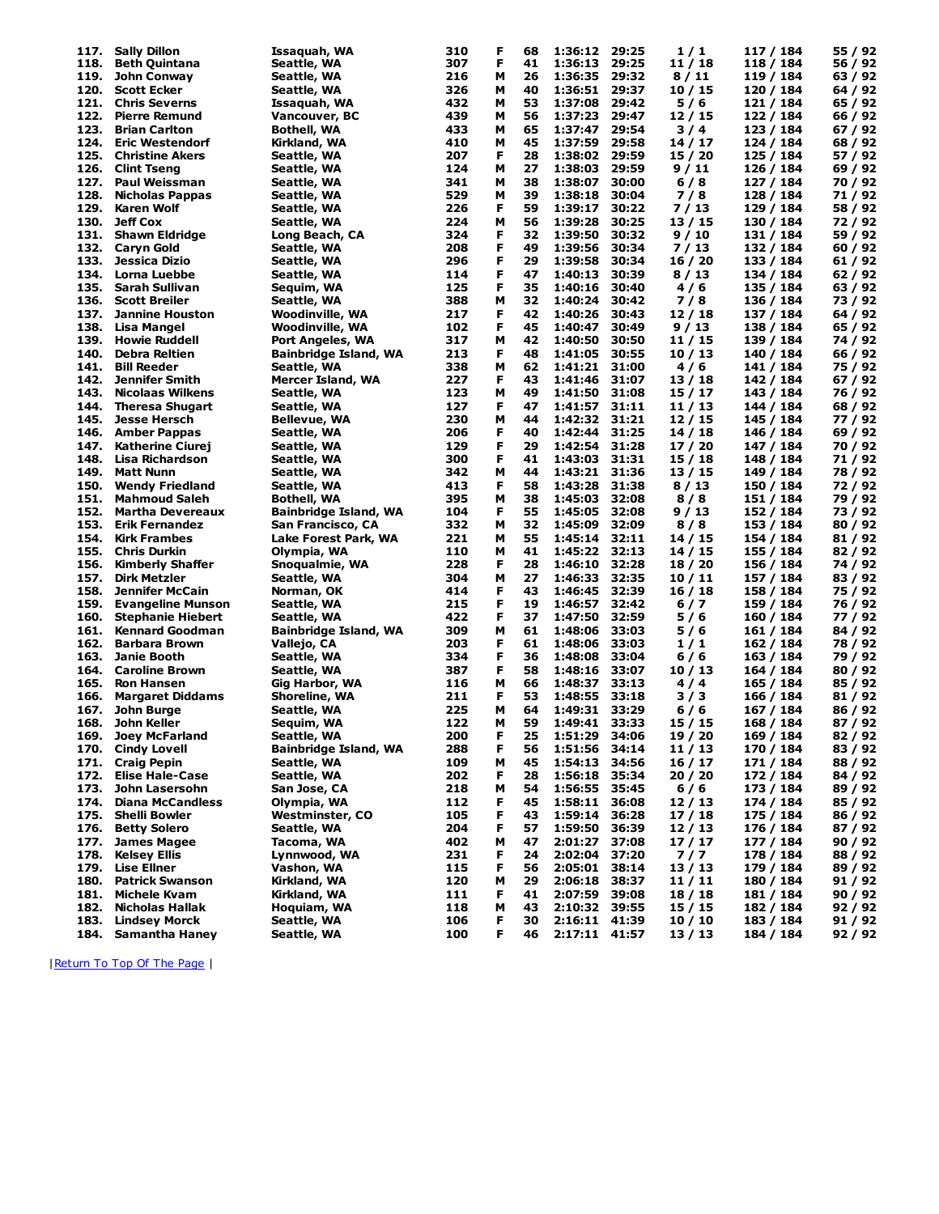| | | | | | | | | | | |
|---|---|---|---|---|---|---|---|---|---|---|
| 117. | Sally Dillon | Issaquah, WA | 310 | F | 68 | 1:36:12 | 29:25 | 1 / 1 | 117 / 184 | 55 / 92 |
| 118. | Beth Quintana | Seattle, WA | 307 | F | 41 | 1:36:13 | 29:25 | 11 / 18 | 118 / 184 | 56 / 92 |
| 119. | John Conway | Seattle, WA | 216 | M | 26 | 1:36:35 | 29:32 | 8 / 11 | 119 / 184 | 63 / 92 |
| 120. | Scott Ecker | Seattle, WA | 326 | M | 40 | 1:36:51 | 29:37 | 10 / 15 | 120 / 184 | 64 / 92 |
| 121. | Chris Severns | Issaquah, WA | 432 | M | 53 | 1:37:08 | 29:42 | 5 / 6 | 121 / 184 | 65 / 92 |
| 122. | Pierre Remund | Vancouver, BC | 439 | M | 56 | 1:37:23 | 29:47 | 12 / 15 | 122 / 184 | 66 / 92 |
| 123. | Brian Carlton | Bothell, WA | 433 | M | 65 | 1:37:47 | 29:54 | 3 / 4 | 123 / 184 | 67 / 92 |
| 124. | Eric Westendorf | Kirkland, WA | 410 | M | 45 | 1:37:59 | 29:58 | 14 / 17 | 124 / 184 | 68 / 92 |
| 125. | Christine Akers | Seattle, WA | 207 | F | 28 | 1:38:02 | 29:59 | 15 / 20 | 125 / 184 | 57 / 92 |
| 126. | Clint Tseng | Seattle, WA | 124 | M | 27 | 1:38:03 | 29:59 | 9 / 11 | 126 / 184 | 69 / 92 |
| 127. | Paul Weissman | Seattle, WA | 341 | M | 38 | 1:38:07 | 30:00 | 6 / 8 | 127 / 184 | 70 / 92 |
| 128. | Nicholas Pappas | Seattle, WA | 529 | M | 39 | 1:38:18 | 30:04 | 7 / 8 | 128 / 184 | 71 / 92 |
| 129. | Karen Wolf | Seattle, WA | 226 | F | 59 | 1:39:17 | 30:22 | 7 / 13 | 129 / 184 | 58 / 92 |
| 130. | Jeff Cox | Seattle, WA | 224 | M | 56 | 1:39:28 | 30:25 | 13 / 15 | 130 / 184 | 72 / 92 |
| 131. | Shawn Eldridge | Long Beach, CA | 324 | F | 32 | 1:39:50 | 30:32 | 9 / 10 | 131 / 184 | 59 / 92 |
| 132. | Caryn Gold | Seattle, WA | 208 | F | 49 | 1:39:56 | 30:34 | 7 / 13 | 132 / 184 | 60 / 92 |
| 133. | Jessica Dizio | Seattle, WA | 296 | F | 29 | 1:39:58 | 30:34 | 16 / 20 | 133 / 184 | 61 / 92 |
| 134. | Lorna Luebbe | Seattle, WA | 114 | F | 47 | 1:40:13 | 30:39 | 8 / 13 | 134 / 184 | 62 / 92 |
| 135. | Sarah Sullivan | Sequim, WA | 125 | F | 35 | 1:40:16 | 30:40 | 4 / 6 | 135 / 184 | 63 / 92 |
| 136. | Scott Breiler | Seattle, WA | 388 | M | 32 | 1:40:24 | 30:42 | 7 / 8 | 136 / 184 | 73 / 92 |
| 137. | Jannine Houston | Woodinville, WA | 217 | F | 42 | 1:40:26 | 30:43 | 12 / 18 | 137 / 184 | 64 / 92 |
| 138. | Lisa Mangel | Woodinville, WA | 102 | F | 45 | 1:40:47 | 30:49 | 9 / 13 | 138 / 184 | 65 / 92 |
| 139. | Howie Ruddell | Port Angeles, WA | 317 | M | 42 | 1:40:50 | 30:50 | 11 / 15 | 139 / 184 | 74 / 92 |
| 140. | Debra Reltien | Bainbridge Island, WA | 213 | F | 48 | 1:41:05 | 30:55 | 10 / 13 | 140 / 184 | 66 / 92 |
| 141. | Bill Reeder | Seattle, WA | 338 | M | 62 | 1:41:21 | 31:00 | 4 / 6 | 141 / 184 | 75 / 92 |
| 142. | Jennifer Smith | Mercer Island, WA | 227 | F | 43 | 1:41:46 | 31:07 | 13 / 18 | 142 / 184 | 67 / 92 |
| 143. | Nicolaas Wilkens | Seattle, WA | 123 | M | 49 | 1:41:50 | 31:08 | 15 / 17 | 143 / 184 | 76 / 92 |
| 144. | Theresa Shugart | Seattle, WA | 127 | F | 47 | 1:41:57 | 31:11 | 11 / 13 | 144 / 184 | 68 / 92 |
| 145. | Jesse Hersch | Bellevue, WA | 230 | M | 44 | 1:42:32 | 31:21 | 12 / 15 | 145 / 184 | 77 / 92 |
| 146. | Amber Pappas | Seattle, WA | 206 | F | 40 | 1:42:44 | 31:25 | 14 / 18 | 146 / 184 | 69 / 92 |
| 147. | Katherine Ciurej | Seattle, WA | 129 | F | 29 | 1:42:54 | 31:28 | 17 / 20 | 147 / 184 | 70 / 92 |
| 148. | Lisa Richardson | Seattle, WA | 300 | F | 41 | 1:43:03 | 31:31 | 15 / 18 | 148 / 184 | 71 / 92 |
| 149. | Matt Nunn | Seattle, WA | 342 | M | 44 | 1:43:21 | 31:36 | 13 / 15 | 149 / 184 | 78 / 92 |
| 150. | Wendy Friedland | Seattle, WA | 413 | F | 58 | 1:43:28 | 31:38 | 8 / 13 | 150 / 184 | 72 / 92 |
| 151. | Mahmoud Saleh | Bothell, WA | 395 | M | 38 | 1:45:03 | 32:08 | 8 / 8 | 151 / 184 | 79 / 92 |
| 152. | Martha Devereaux | Bainbridge Island, WA | 104 | F | 55 | 1:45:05 | 32:08 | 9 / 13 | 152 / 184 | 73 / 92 |
| 153. | Erik Fernandez | San Francisco, CA | 332 | M | 32 | 1:45:09 | 32:09 | 8 / 8 | 153 / 184 | 80 / 92 |
| 154. | Kirk Frambes | Lake Forest Park, WA | 221 | M | 55 | 1:45:14 | 32:11 | 14 / 15 | 154 / 184 | 81 / 92 |
| 155. | Chris Durkin | Olympia, WA | 110 | M | 41 | 1:45:22 | 32:13 | 14 / 15 | 155 / 184 | 82 / 92 |
| 156. | Kimberly Shaffer | Snoqualmie, WA | 228 | F | 28 | 1:46:10 | 32:28 | 18 / 20 | 156 / 184 | 74 / 92 |
| 157. | Dirk Metzler | Seattle, WA | 304 | M | 27 | 1:46:33 | 32:35 | 10 / 11 | 157 / 184 | 83 / 92 |
| 158. | Jennifer McCain | Norman, OK | 414 | F | 43 | 1:46:45 | 32:39 | 16 / 18 | 158 / 184 | 75 / 92 |
| 159. | Evangeline Munson | Seattle, WA | 215 | F | 19 | 1:46:57 | 32:42 | 6 / 7 | 159 / 184 | 76 / 92 |
| 160. | Stephanie Hiebert | Seattle, WA | 422 | F | 37 | 1:47:50 | 32:59 | 5 / 6 | 160 / 184 | 77 / 92 |
| 161. | Kennard Goodman | Bainbridge Island, WA | 309 | M | 61 | 1:48:06 | 33:03 | 5 / 6 | 161 / 184 | 84 / 92 |
| 162. | Barbara Brown | Vallejo, CA | 203 | F | 61 | 1:48:06 | 33:03 | 1 / 1 | 162 / 184 | 78 / 92 |
| 163. | Janie Booth | Seattle, WA | 334 | F | 36 | 1:48:08 | 33:04 | 6 / 6 | 163 / 184 | 79 / 92 |
| 164. | Caroline Brown | Seattle, WA | 387 | F | 58 | 1:48:16 | 33:07 | 10 / 13 | 164 / 184 | 80 / 92 |
| 165. | Ron Hansen | Gig Harbor, WA | 116 | M | 66 | 1:48:37 | 33:13 | 4 / 4 | 165 / 184 | 85 / 92 |
| 166. | Margaret Diddams | Shoreline, WA | 211 | F | 53 | 1:48:55 | 33:18 | 3 / 3 | 166 / 184 | 81 / 92 |
| 167. | John Burge | Seattle, WA | 225 | M | 64 | 1:49:31 | 33:29 | 6 / 6 | 167 / 184 | 86 / 92 |
| 168. | John Keller | Sequim, WA | 122 | M | 59 | 1:49:41 | 33:33 | 15 / 15 | 168 / 184 | 87 / 92 |
| 169. | Joey McFarland | Seattle, WA | 200 | F | 25 | 1:51:29 | 34:06 | 19 / 20 | 169 / 184 | 82 / 92 |
| 170. | Cindy Lovell | Bainbridge Island, WA | 288 | F | 56 | 1:51:56 | 34:14 | 11 / 13 | 170 / 184 | 83 / 92 |
| 171. | Craig Pepin | Seattle, WA | 109 | M | 45 | 1:54:13 | 34:56 | 16 / 17 | 171 / 184 | 88 / 92 |
| 172. | Elise Hale-Case | Seattle, WA | 202 | F | 28 | 1:56:18 | 35:34 | 20 / 20 | 172 / 184 | 84 / 92 |
| 173. | John Lasersohn | San Jose, CA | 218 | M | 54 | 1:56:55 | 35:45 | 6 / 6 | 173 / 184 | 89 / 92 |
| 174. | Diana McCandless | Olympia, WA | 112 | F | 45 | 1:58:11 | 36:08 | 12 / 13 | 174 / 184 | 85 / 92 |
| 175. | Shelli Bowler | Westminster, CO | 105 | F | 43 | 1:59:14 | 36:28 | 17 / 18 | 175 / 184 | 86 / 92 |
| 176. | Betty Solero | Seattle, WA | 204 | F | 57 | 1:59:50 | 36:39 | 12 / 13 | 176 / 184 | 87 / 92 |
| 177. | James Magee | Tacoma, WA | 402 | M | 47 | 2:01:27 | 37:08 | 17 / 17 | 177 / 184 | 90 / 92 |
| 178. | Kelsey Ellis | Lynnwood, WA | 231 | F | 24 | 2:02:04 | 37:20 | 7 / 7 | 178 / 184 | 88 / 92 |
| 179. | Lise Ellner | Vashon, WA | 115 | F | 56 | 2:05:01 | 38:14 | 13 / 13 | 179 / 184 | 89 / 92 |
| 180. | Patrick Swanson | Kirkland, WA | 120 | M | 29 | 2:06:18 | 38:37 | 11 / 11 | 180 / 184 | 91 / 92 |
| 181. | Michele Kvam | Kirkland, WA | 111 | F | 41 | 2:07:59 | 39:08 | 18 / 18 | 181 / 184 | 90 / 92 |
| 182. | Nicholas Hallak | Hoquiam, WA | 118 | M | 43 | 2:10:32 | 39:55 | 15 / 15 | 182 / 184 | 92 / 92 |
| 183. | Lindsey Morck | Seattle, WA | 106 | F | 30 | 2:16:11 | 41:39 | 10 / 10 | 183 / 184 | 91 / 92 |
| 184. | Samantha Haney | Seattle, WA | 100 | F | 46 | 2:17:11 | 41:57 | 13 / 13 | 184 / 184 | 92 / 92 |

| Return To Top Of The Page |